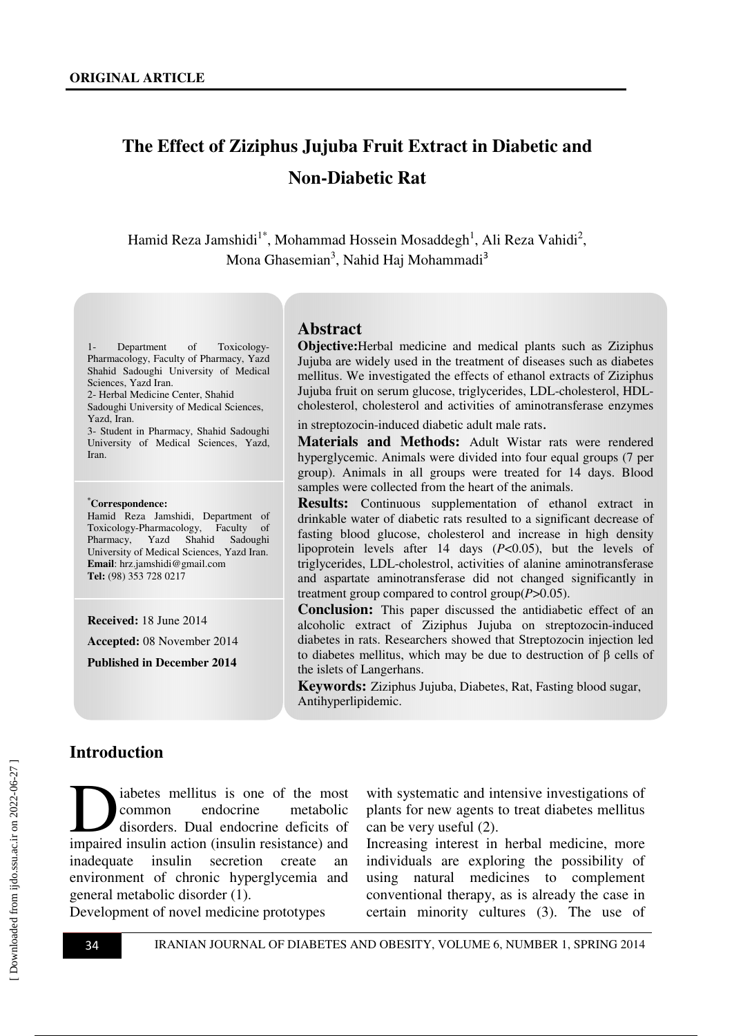ORIGINAL ARTICLE

# The Effect of Ziziphus Jujuba Fruit Extract in Diabetic and Non-Diabetic Rat

Hamid Reza Jamshidi[1*], Mohammad Hossein Mosaddegh[1], Ali Reza Vahidi[2], Mona Ghasemian[3], Nahid Haj Mohammadi[3]

1- Department of Toxicology-Pharmacology, Faculty of Pharmacy, Yazd Shahid Sadoughi University of Medical Sciences, Yazd Iran.
2- Herbal Medicine Center, Shahid Sadoughi University of Medical Sciences, Yazd, Iran.
3- Student in Pharmacy, Shahid Sadoughi University of Medical Sciences, Yazd, Iran.

***Correspondence:**
Hamid Reza Jamshidi, Department of Toxicology-Pharmacology, Faculty of Pharmacy, Yazd Shahid Sadoughi University of Medical Sciences, Yazd Iran.
**Email**: hrz.jamshidi@gmail.com
**Tel:** (98) 353 728 0217

**Received:** 18 June 2014

**Accepted:** 08 November 2014

**Published in December 2014**

## Abstract

**Objective:**Herbal medicine and medical plants such as Ziziphus Jujuba are widely used in the treatment of diseases such as diabetes mellitus. We investigated the effects of ethanol extracts of Ziziphus Jujuba fruit on serum glucose, triglycerides, LDL-cholesterol, HDL-cholesterol, cholesterol and activities of aminotransferase enzymes in streptozocin-induced diabetic adult male rats.

**Materials and Methods:** Adult Wistar rats were rendered hyperglycemic. Animals were divided into four equal groups (7 per group). Animals in all groups were treated for 14 days. Blood samples were collected from the heart of the animals.

**Results:** Continuous supplementation of ethanol extract in drinkable water of diabetic rats resulted to a significant decrease of fasting blood glucose, cholesterol and increase in high density lipoprotein levels after 14 days ($P$<0.05), but the levels of triglycerides, LDL-cholestrol, activities of alanine aminotransferase and aspartate aminotransferase did not changed significantly in treatment group compared to control group($P$>0.05).

**Conclusion:** This paper discussed the antidiabetic effect of an alcoholic extract of Ziziphus Jujuba on streptozocin-induced diabetes in rats. Researchers showed that Streptozocin injection led to diabetes mellitus, which may be due to destruction of β cells of the islets of Langerhans.

**Keywords:** Ziziphus Jujuba, Diabetes, Rat, Fasting blood sugar, Antihyperlipidemic.

## Introduction

Diabetes mellitus is one of the most common endocrine metabolic disorders. Dual endocrine deficits of impaired insulin action (insulin resistance) and inadequate insulin secretion create an environment of chronic hyperglycemia and general metabolic disorder (1).

Development of novel medicine prototypes with systematic and intensive investigations of plants for new agents to treat diabetes mellitus can be very useful (2).

Increasing interest in herbal medicine, more individuals are exploring the possibility of using natural medicines to complement conventional therapy, as is already the case in certain minority cultures (3). The use of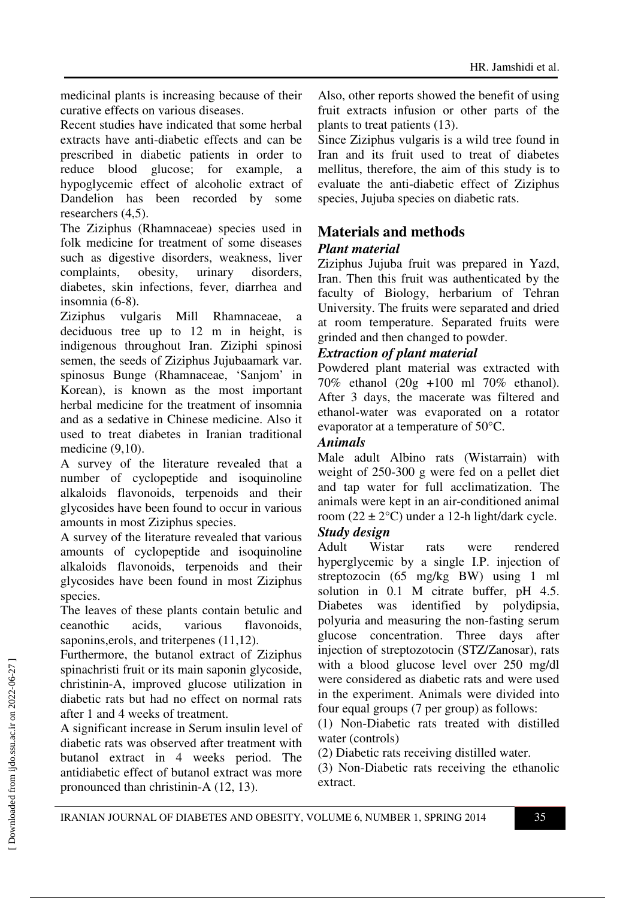medicinal plants is increasing because of their curative effects on various diseases.

Recent studies have indicated that some herbal extracts have anti-diabetic effects and can be prescribed in diabetic patients in order to reduce blood glucose; for example, a hypoglycemic effect of alcoholic extract of Dandelion has been recorded by some researchers (4,5).

The Ziziphus (Rhamnaceae) species used in folk medicine for treatment of some diseases such as digestive disorders, weakness, liver complaints, obesity, urinary disorders, diabetes, skin infections, fever, diarrhea and insomnia (6-8).

Ziziphus vulgaris Mill Rhamnaceae, a deciduous tree up to 12 m in height, is indigenous throughout Iran. Ziziphi spinosi semen, the seeds of Ziziphus Jujubaamark var. spinosus Bunge (Rhamnaceae, 'Sanjom' in Korean), is known as the most important herbal medicine for the treatment of insomnia and as a sedative in Chinese medicine. Also it used to treat diabetes in Iranian traditional medicine (9,10).

A survey of the literature revealed that a number of cyclopeptide and isoquinoline alkaloids flavonoids, terpenoids and their glycosides have been found to occur in various amounts in most Ziziphus species.

A survey of the literature revealed that various amounts of cyclopeptide and isoquinoline alkaloids flavonoids, terpenoids and their glycosides have been found in most Ziziphus species.

The leaves of these plants contain betulic and ceanothic acids, various flavonoids, saponins,erols, and triterpenes (11,12).

Furthermore, the butanol extract of Ziziphus spinachristi fruit or its main saponin glycoside, christinin-A, improved glucose utilization in diabetic rats but had no effect on normal rats after 1 and 4 weeks of treatment.

A significant increase in Serum insulin level of diabetic rats was observed after treatment with butanol extract in 4 weeks period. The antidiabetic effect of butanol extract was more pronounced than christinin-A (12, 13).

Also, other reports showed the benefit of using fruit extracts infusion or other parts of the plants to treat patients (13).

Since Ziziphus vulgaris is a wild tree found in Iran and its fruit used to treat of diabetes mellitus, therefore, the aim of this study is to evaluate the anti-diabetic effect of Ziziphus species, Jujuba species on diabetic rats.

## Materials and methods

### *Plant material*

Ziziphus Jujuba fruit was prepared in Yazd, Iran. Then this fruit was authenticated by the faculty of Biology, herbarium of Tehran University. The fruits were separated and dried at room temperature. Separated fruits were grinded and then changed to powder.

### *Extraction of plant material*

Powdered plant material was extracted with 70% ethanol (20g +100 ml 70% ethanol). After 3 days, the macerate was filtered and ethanol-water was evaporated on a rotator evaporator at a temperature of 50°C.

### *Animals*

Male adult Albino rats (Wistarrain) with weight of 250-300 g were fed on a pellet diet and tap water for full acclimatization. The animals were kept in an air-conditioned animal room (22 ± 2°C) under a 12-h light/dark cycle.

### *Study design*

Adult Wistar rats were rendered hyperglycemic by a single I.P. injection of streptozocin (65 mg/kg BW) using 1 ml solution in 0.1 M citrate buffer, pH 4.5. Diabetes was identified by polydipsia, polyuria and measuring the non-fasting serum glucose concentration. Three days after injection of streptozotocin (STZ/Zanosar), rats with a blood glucose level over 250 mg/dl were considered as diabetic rats and were used in the experiment. Animals were divided into four equal groups (7 per group) as follows:

(1) Non-Diabetic rats treated with distilled water (controls)

(2) Diabetic rats receiving distilled water.

(3) Non-Diabetic rats receiving the ethanolic extract.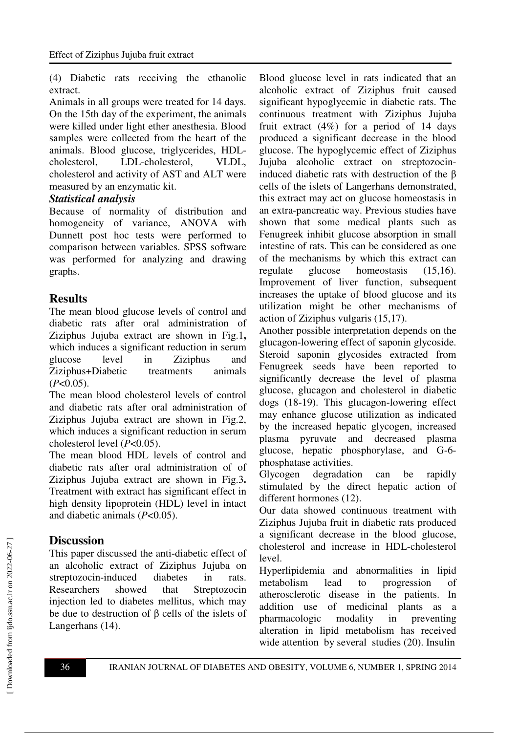(4) Diabetic rats receiving the ethanolic extract.

Animals in all groups were treated for 14 days. On the 15th day of the experiment, the animals were killed under light ether anesthesia. Blood samples were collected from the heart of the animals. Blood glucose, triglycerides, HDL-cholesterol, LDL-cholesterol, VLDL, cholesterol and activity of AST and ALT were measured by an enzymatic kit.

### *Statistical analysis*

Because of normality of distribution and homogeneity of variance, ANOVA with Dunnett post hoc tests were performed to comparison between variables. SPSS software was performed for analyzing and drawing graphs.

## Results

The mean blood glucose levels of control and diabetic rats after oral administration of Ziziphus Jujuba extract are shown in Fig.1**,** which induces a significant reduction in serum glucose level in Ziziphus and Ziziphus+Diabetic treatments animals ($P<0.05$).

The mean blood cholesterol levels of control and diabetic rats after oral administration of Ziziphus Jujuba extract are shown in Fig.2, which induces a significant reduction in serum cholesterol level ($P<0.05$).

The mean blood HDL levels of control and diabetic rats after oral administration of of Ziziphus Jujuba extract are shown in Fig.3**.** Treatment with extract has significant effect in high density lipoprotein (HDL) level in intact and diabetic animals ($P<0.05$).

## Discussion

This paper discussed the anti-diabetic effect of an alcoholic extract of Ziziphus Jujuba on streptozocin-induced diabetes in rats. Researchers showed that Streptozocin injection led to diabetes mellitus, which may be due to destruction of β cells of the islets of Langerhans (14).

Blood glucose level in rats indicated that an alcoholic extract of Ziziphus fruit caused significant hypoglycemic in diabetic rats. The continuous treatment with Ziziphus Jujuba fruit extract (4%) for a period of 14 days produced a significant decrease in the blood glucose. The hypoglycemic effect of Ziziphus Jujuba alcoholic extract on streptozocin-induced diabetic rats with destruction of the β cells of the islets of Langerhans demonstrated, this extract may act on glucose homeostasis in an extra-pancreatic way. Previous studies have shown that some medical plants such as Fenugreek inhibit glucose absorption in small intestine of rats. This can be considered as one of the mechanisms by which this extract can regulate glucose homeostasis (15,16). Improvement of liver function, subsequent increases the uptake of blood glucose and its utilization might be other mechanisms of action of Ziziphus vulgaris (15,17).

Another possible interpretation depends on the glucagon-lowering effect of saponin glycoside. Steroid saponin glycosides extracted from Fenugreek seeds have been reported to significantly decrease the level of plasma glucose, glucagon and cholesterol in diabetic dogs (18-19). This glucagon-lowering effect may enhance glucose utilization as indicated by the increased hepatic glycogen, increased plasma pyruvate and decreased plasma glucose, hepatic phosphorylase, and G-6-phosphatase activities.

Glycogen degradation can be rapidly stimulated by the direct hepatic action of different hormones (12).

Our data showed continuous treatment with Ziziphus Jujuba fruit in diabetic rats produced a significant decrease in the blood glucose, cholesterol and increase in HDL-cholesterol level.

Hyperlipidemia and abnormalities in lipid metabolism lead to progression of atherosclerotic disease in the patients. In addition use of medicinal plants as a pharmacologic modality in preventing alteration in lipid metabolism has received wide attention by several studies (20). Insulin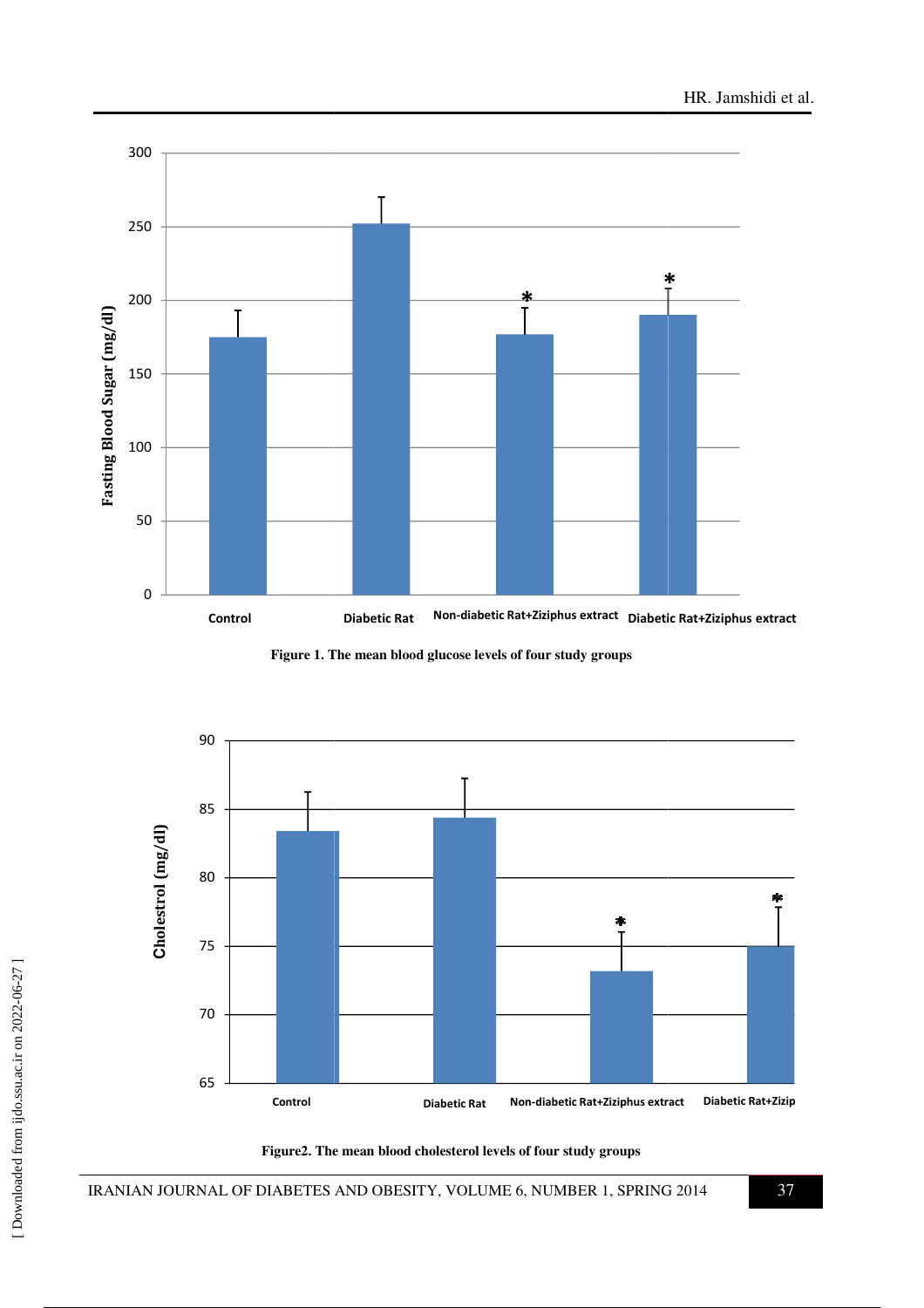Figure 1. The mean blood glucose levels of four study groups

Figure2. The mean blood cholesterol levels of four study groups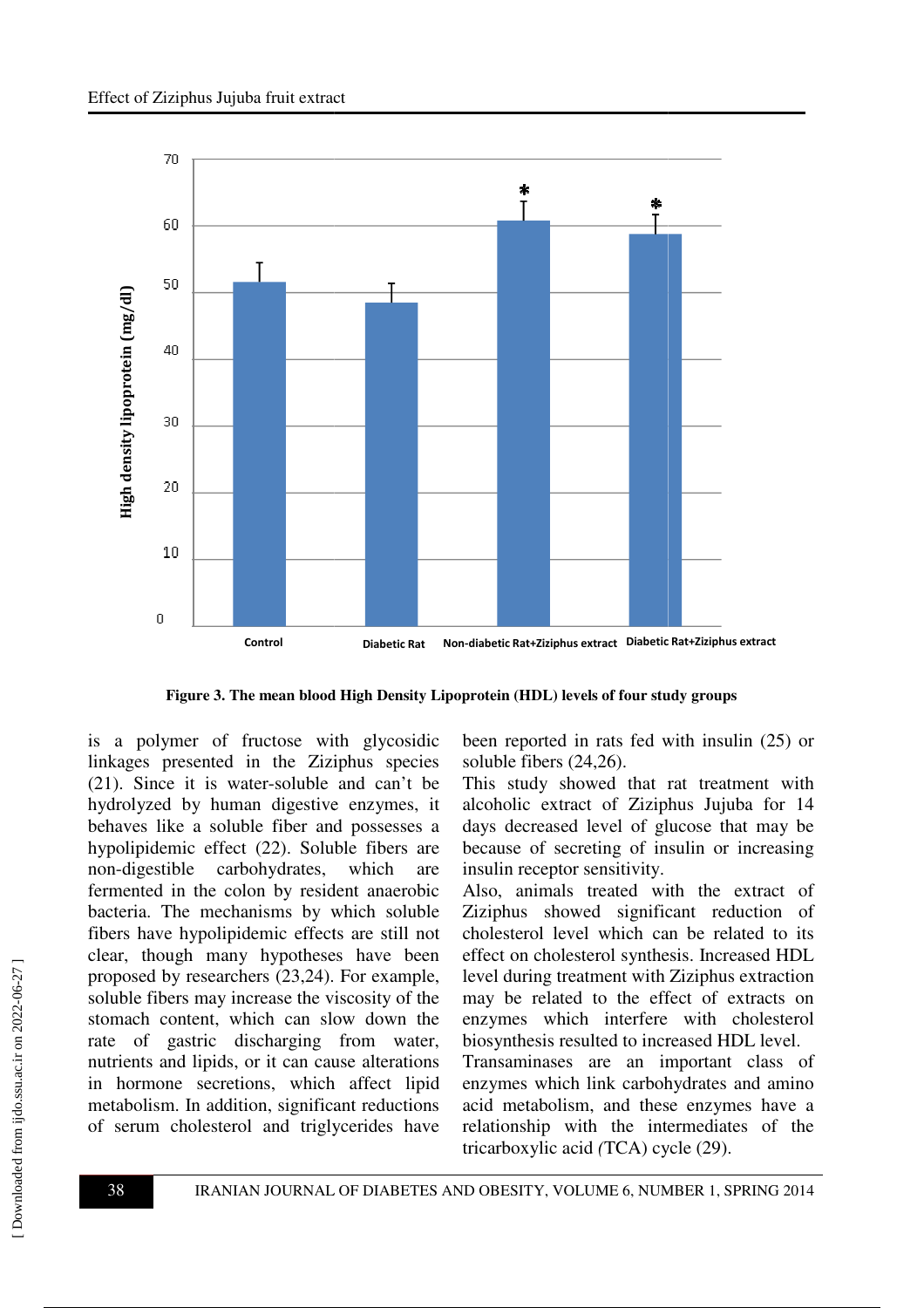Figure 3. The mean blood High Density Lipoprotein (HDL) levels of four study groups

is a polymer of fructose with glycosidic linkages presented in the Ziziphus species (21). Since it is water-soluble and can't be hydrolyzed by human digestive enzymes, it behaves like a soluble fiber and possesses a hypolipidemic effect (22). Soluble fibers are non-digestible carbohydrates, which are fermented in the colon by resident anaerobic bacteria. The mechanisms by which soluble fibers have hypolipidemic effects are still not clear, though many hypotheses have been proposed by researchers (23,24). For example, soluble fibers may increase the viscosity of the stomach content, which can slow down the rate of gastric discharging from water, nutrients and lipids, or it can cause alterations in hormone secretions, which affect lipid metabolism. In addition, significant reductions of serum cholesterol and triglycerides have been reported in rats fed with insulin (25) or soluble fibers (24,26).

This study showed that rat treatment with alcoholic extract of Ziziphus Jujuba for 14 days decreased level of glucose that may be because of secreting of insulin or increasing insulin receptor sensitivity.

Also, animals treated with the extract of Ziziphus showed significant reduction of cholesterol level which can be related to its effect on cholesterol synthesis. Increased HDL level during treatment with Ziziphus extraction may be related to the effect of extracts on enzymes which interfere with cholesterol biosynthesis resulted to increased HDL level.

Transaminases are an important class of enzymes which link carbohydrates and amino acid metabolism, and these enzymes have a relationship with the intermediates of the tricarboxylic acid (TCA) cycle (29).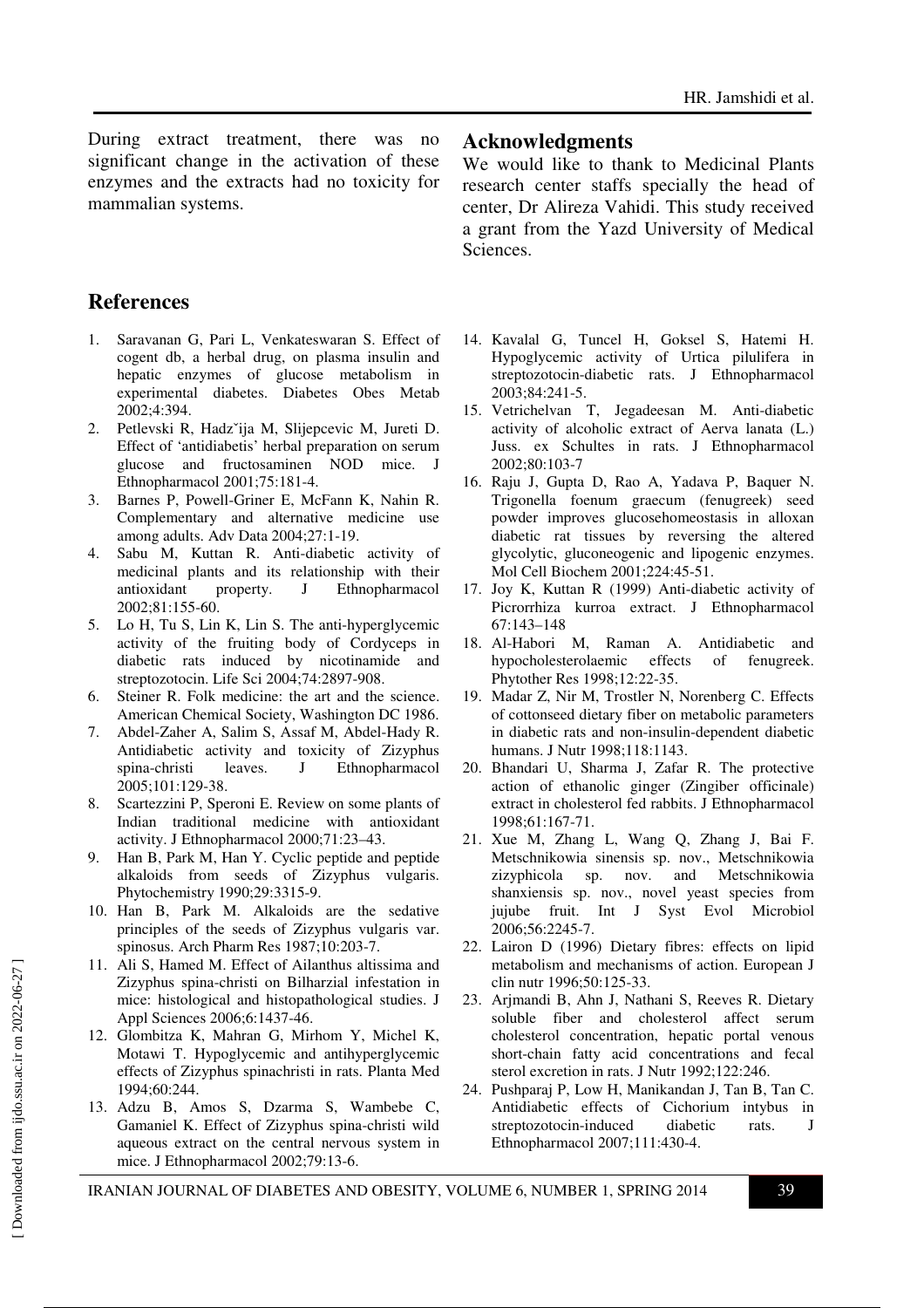During extract treatment, there was no significant change in the activation of these enzymes and the extracts had no toxicity for mammalian systems.

## Acknowledgments

We would like to thank to Medicinal Plants research center staffs specially the head of center, Dr Alireza Vahidi. This study received a grant from the Yazd University of Medical Sciences.

## References

1. Saravanan G, Pari L, Venkateswaran S. Effect of cogent db, a herbal drug, on plasma insulin and hepatic enzymes of glucose metabolism in experimental diabetes. Diabetes Obes Metab 2002;4:394.
2. Petlevski R, Hadzˇija M, Slijepcevic M, Jureti D. Effect of 'antidiabetis' herbal preparation on serum glucose and fructosaminen NOD mice. J Ethnopharmacol 2001;75:181-4.
3. Barnes P, Powell-Griner E, McFann K, Nahin R. Complementary and alternative medicine use among adults. Adv Data 2004;27:1-19.
4. Sabu M, Kuttan R. Anti-diabetic activity of medicinal plants and its relationship with their antioxidant property. J Ethnopharmacol 2002;81:155-60.
5. Lo H, Tu S, Lin K, Lin S. The anti-hyperglycemic activity of the fruiting body of Cordyceps in diabetic rats induced by nicotinamide and streptozotocin. Life Sci 2004;74:2897-908.
6. Steiner R. Folk medicine: the art and the science. American Chemical Society, Washington DC 1986.
7. Abdel-Zaher A, Salim S, Assaf M, Abdel-Hady R. Antidiabetic activity and toxicity of Zizyphus spina-christi leaves. J Ethnopharmacol 2005;101:129-38.
8. Scartezzini P, Speroni E. Review on some plants of Indian traditional medicine with antioxidant activity. J Ethnopharmacol 2000;71:23–43.
9. Han B, Park M, Han Y. Cyclic peptide and peptide alkaloids from seeds of Zizyphus vulgaris. Phytochemistry 1990;29:3315-9.
10. Han B, Park M. Alkaloids are the sedative principles of the seeds of Zizyphus vulgaris var. spinosus. Arch Pharm Res 1987;10:203-7.
11. Ali S, Hamed M. Effect of Ailanthus altissima and Zizyphus spina-christi on Bilharzial infestation in mice: histological and histopathological studies. J Appl Sciences 2006;6:1437-46.
12. Glombitza K, Mahran G, Mirhom Y, Michel K, Motawi T. Hypoglycemic and antihyperglycemic effects of Zizyphus spinachristi in rats. Planta Med 1994;60:244.
13. Adzu B, Amos S, Dzarma S, Wambebe C, Gamaniel K. Effect of Zizyphus spina-christi wild aqueous extract on the central nervous system in mice. J Ethnopharmacol 2002;79:13-6.
14. Kavalal G, Tuncel H, Goksel S, Hatemi H. Hypoglycemic activity of Urtica pilulifera in streptozotocin-diabetic rats. J Ethnopharmacol 2003;84:241-5.
15. Vetrichelvan T, Jegadeesan M. Anti-diabetic activity of alcoholic extract of Aerva lanata (L.) Juss. ex Schultes in rats. J Ethnopharmacol 2002;80:103-7
16. Raju J, Gupta D, Rao A, Yadava P, Baquer N. Trigonella foenum graecum (fenugreek) seed powder improves glucosehomeostasis in alloxan diabetic rat tissues by reversing the altered glycolytic, gluconeogenic and lipogenic enzymes. Mol Cell Biochem 2001;224:45-51.
17. Joy K, Kuttan R (1999) Anti-diabetic activity of Picrorrhiza kurroa extract. J Ethnopharmacol 67:143–148
18. Al-Habori M, Raman A. Antidiabetic and hypocholesterolaemic effects of fenugreek. Phytother Res 1998;12:22-35.
19. Madar Z, Nir M, Trostler N, Norenberg C. Effects of cottonseed dietary fiber on metabolic parameters in diabetic rats and non-insulin-dependent diabetic humans. J Nutr 1998;118:1143.
20. Bhandari U, Sharma J, Zafar R. The protective action of ethanolic ginger (Zingiber officinale) extract in cholesterol fed rabbits. J Ethnopharmacol 1998;61:167-71.
21. Xue M, Zhang L, Wang Q, Zhang J, Bai F. Metschnikowia sinensis sp. nov., Metschnikowia zizyphicola sp. nov. and Metschnikowia shanxiensis sp. nov., novel yeast species from jujube fruit. Int J Syst Evol Microbiol 2006;56:2245-7.
22. Lairon D (1996) Dietary fibres: effects on lipid metabolism and mechanisms of action. European J clin nutr 1996;50:125-33.
23. Arjmandi B, Ahn J, Nathani S, Reeves R. Dietary soluble fiber and cholesterol affect serum cholesterol concentration, hepatic portal venous short-chain fatty acid concentrations and fecal sterol excretion in rats. J Nutr 1992;122:246.
24. Pushparaj P, Low H, Manikandan J, Tan B, Tan C. Antidiabetic effects of Cichorium intybus in streptozotocin-induced diabetic rats. J Ethnopharmacol 2007;111:430-4.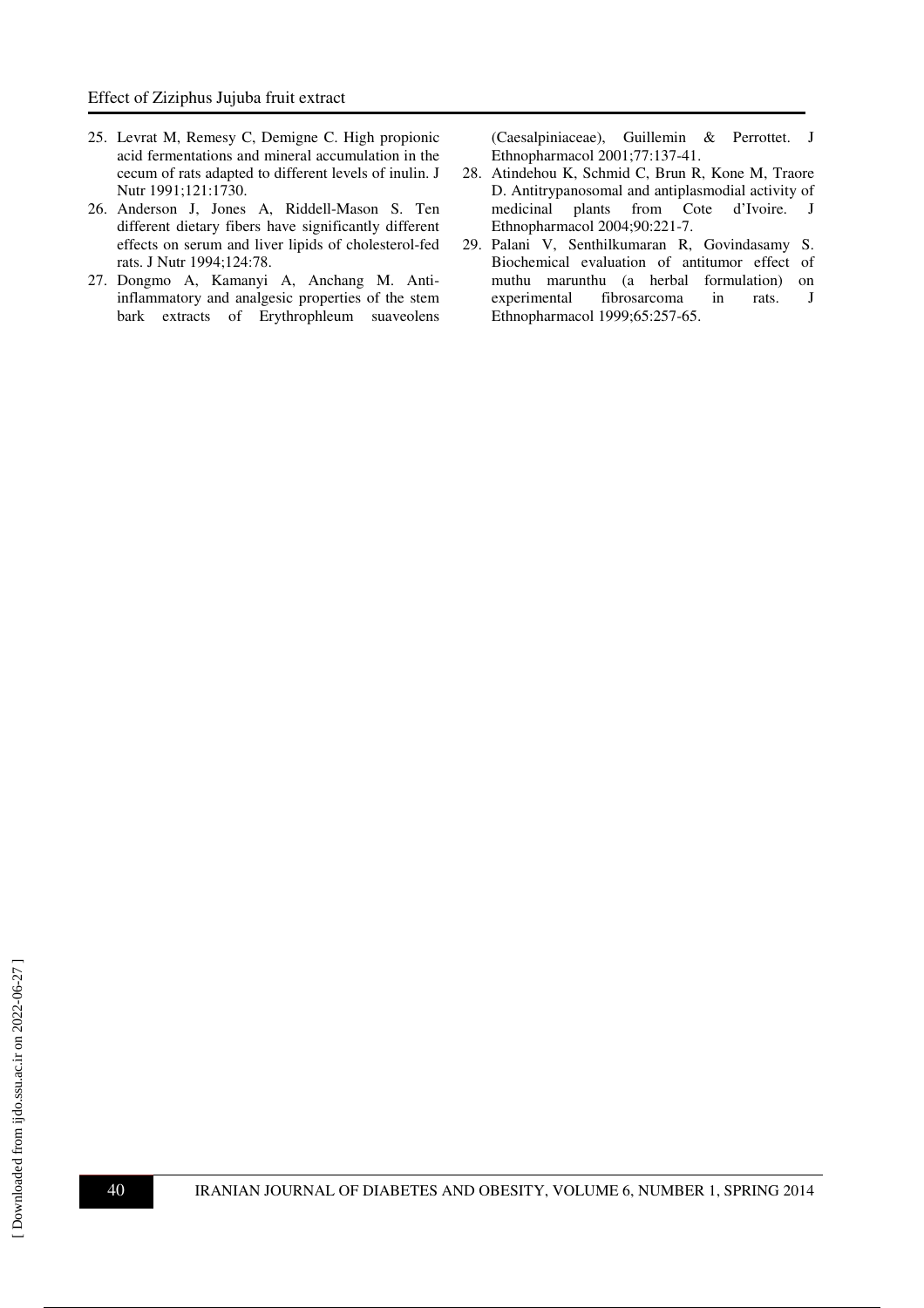25. Levrat M, Remesy C, Demigne C. High propionic acid fermentations and mineral accumulation in the cecum of rats adapted to different levels of inulin. J Nutr 1991;121:1730.
26. Anderson J, Jones A, Riddell-Mason S. Ten different dietary fibers have significantly different effects on serum and liver lipids of cholesterol-fed rats. J Nutr 1994;124:78.
27. Dongmo A, Kamanyi A, Anchang M. Anti-inflammatory and analgesic properties of the stem bark extracts of Erythrophleum suaveolens (Caesalpiniaceae), Guillemin & Perrottet. J Ethnopharmacol 2001;77:137-41.
28. Atindehou K, Schmid C, Brun R, Kone M, Traore D. Antitrypanosomal and antiplasmodial activity of medicinal plants from Cote d'Ivoire. J Ethnopharmacol 2004;90:221-7.
29. Palani V, Senthilkumaran R, Govindasamy S. Biochemical evaluation of antitumor effect of muthu marunthu (a herbal formulation) on experimental fibrosarcoma in rats. J Ethnopharmacol 1999;65:257-65.